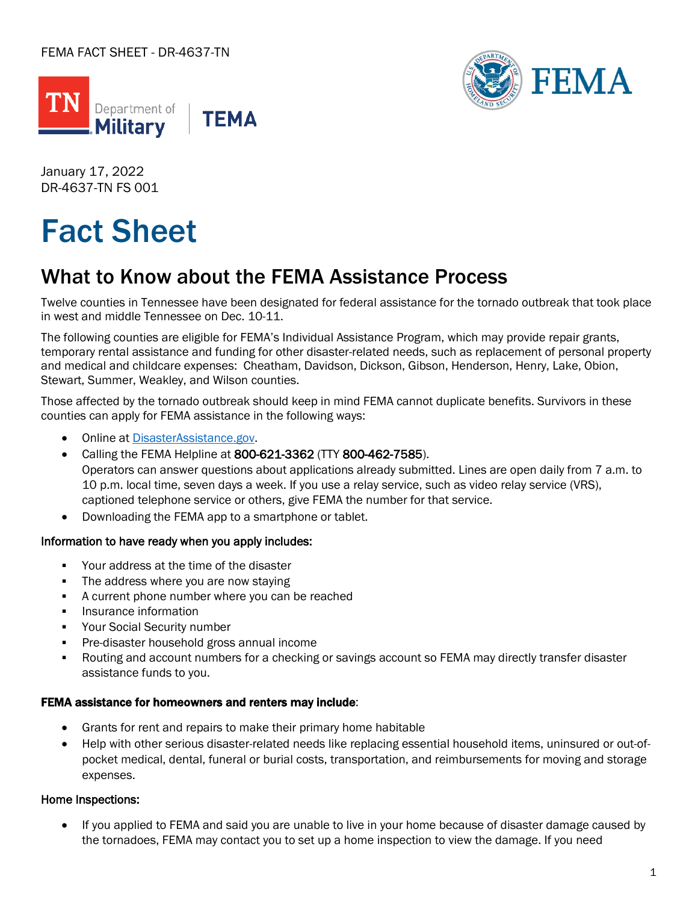FEMA FACT SHEET - DR-4637-TN

January 17, 2022
DR-4637-TN FS 001

# Fact Sheet

## What to Know about the FEMA Assistance Process

Twelve counties in Tennessee have been designated for federal assistance for the tornado outbreak that took place in west and middle Tennessee on Dec. 10-11.

The following counties are eligible for FEMA's Individual Assistance Program, which may provide repair grants, temporary rental assistance and funding for other disaster-related needs, such as replacement of personal property and medical and childcare expenses: Cheatham, Davidson, Dickson, Gibson, Henderson, Henry, Lake, Obion, Stewart, Summer, Weakley, and Wilson counties.

Those affected by the tornado outbreak should keep in mind FEMA cannot duplicate benefits. Survivors in these counties can apply for FEMA assistance in the following ways:

- Online at DisasterAssistance.gov.
- Calling the FEMA Helpline at **800-621-3362** (TTY **800-462-7585**).
  Operators can answer questions about applications already submitted. Lines are open daily from 7 a.m. to 10 p.m. local time, seven days a week. If you use a relay service, such as video relay service (VRS), captioned telephone service or others, give FEMA the number for that service.
- Downloading the FEMA app to a smartphone or tablet.

Information to have ready when you apply includes:

- Your address at the time of the disaster
- The address where you are now staying
- A current phone number where you can be reached
- Insurance information
- Your Social Security number
- Pre-disaster household gross annual income
- Routing and account numbers for a checking or savings account so FEMA may directly transfer disaster assistance funds to you.

**FEMA assistance for homeowners and renters may include**:

- Grants for rent and repairs to make their primary home habitable
- Help with other serious disaster-related needs like replacing essential household items, uninsured or out-of-pocket medical, dental, funeral or burial costs, transportation, and reimbursements for moving and storage expenses.

Home Inspections:

- If you applied to FEMA and said you are unable to live in your home because of disaster damage caused by the tornadoes, FEMA may contact you to set up a home inspection to view the damage. If you need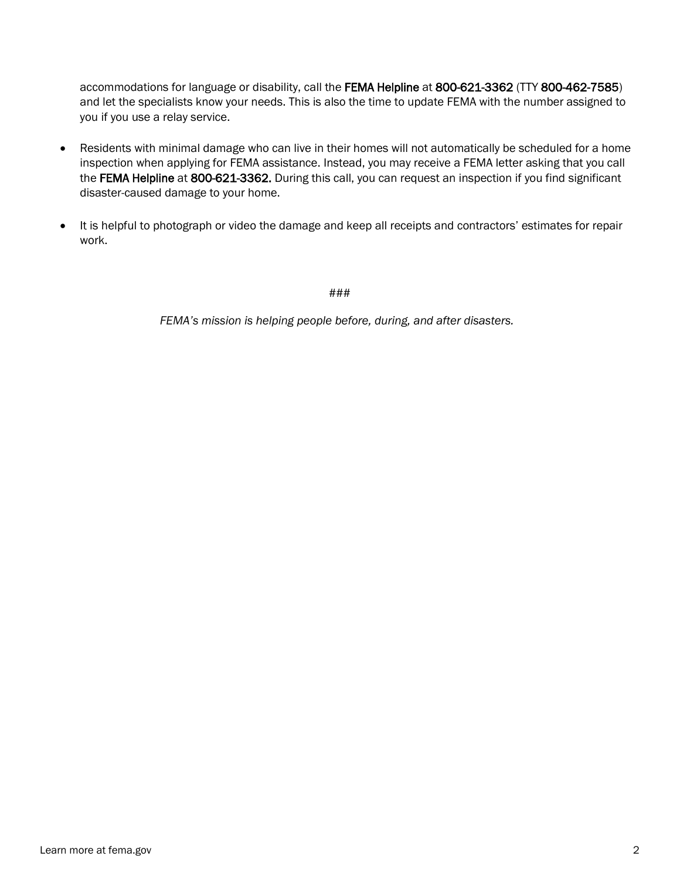accommodations for language or disability, call the **FEMA Helpline** at **800-621-3362** (TTY **800-462-7585**) and let the specialists know your needs. This is also the time to update FEMA with the number assigned to you if you use a relay service.

- Residents with minimal damage who can live in their homes will not automatically be scheduled for a home inspection when applying for FEMA assistance. Instead, you may receive a FEMA letter asking that you call the **FEMA Helpline** at **800-621-3362.** During this call, you can request an inspection if you find significant disaster-caused damage to your home.

- It is helpful to photograph or video the damage and keep all receipts and contractors' estimates for repair work.

###

*FEMA's mission is helping people before, during, and after disasters.*

Learn more at fema.gov